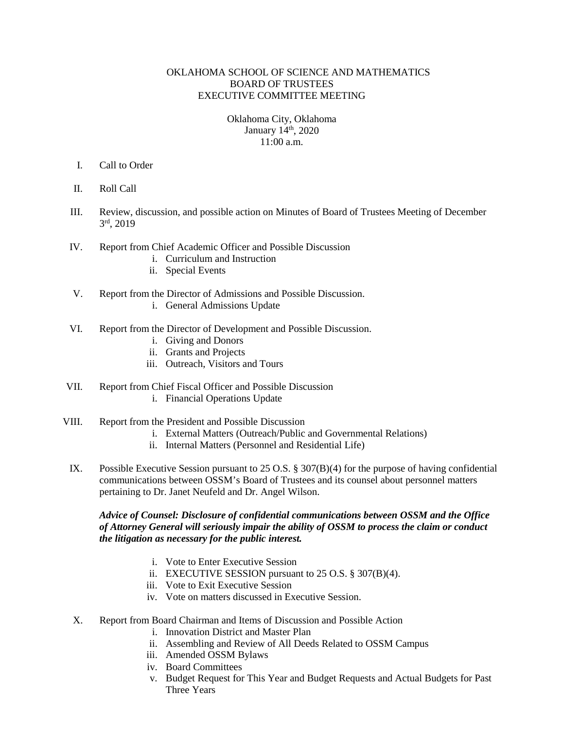# OKLAHOMA SCHOOL OF SCIENCE AND MATHEMATICS
## BOARD OF TRUSTEES
## EXECUTIVE COMMITTEE MEETING

Oklahoma City, Oklahoma
January 14th, 2020
11:00 a.m.

I. Call to Order

II. Roll Call

III. Review, discussion, and possible action on Minutes of Board of Trustees Meeting of December 3rd, 2019

IV. Report from Chief Academic Officer and Possible Discussion
   - i. Curriculum and Instruction
   - ii. Special Events

V. Report from the Director of Admissions and Possible Discussion.
   - i. General Admissions Update

VI. Report from the Director of Development and Possible Discussion.
   - i. Giving and Donors
   - ii. Grants and Projects
   - iii. Outreach, Visitors and Tours

VII. Report from Chief Fiscal Officer and Possible Discussion
   - i. Financial Operations Update

VIII. Report from the President and Possible Discussion
   - i. External Matters (Outreach/Public and Governmental Relations)
   - ii. Internal Matters (Personnel and Residential Life)

IX. Possible Executive Session pursuant to 25 O.S. § 307(B)(4) for the purpose of having confidential communications between OSSM's Board of Trustees and its counsel about personnel matters pertaining to Dr. Janet Neufeld and Dr. Angel Wilson.

   ***Advice of Counsel: Disclosure of confidential communications between OSSM and the Office of Attorney General will seriously impair the ability of OSSM to process the claim or conduct the litigation as necessary for the public interest.***

   - i. Vote to Enter Executive Session
   - ii. EXECUTIVE SESSION pursuant to 25 O.S. § 307(B)(4).
   - iii. Vote to Exit Executive Session
   - iv. Vote on matters discussed in Executive Session.

X. Report from Board Chairman and Items of Discussion and Possible Action
   - i. Innovation District and Master Plan
   - ii. Assembling and Review of All Deeds Related to OSSM Campus
   - iii. Amended OSSM Bylaws
   - iv. Board Committees
   - v. Budget Request for This Year and Budget Requests and Actual Budgets for Past Three Years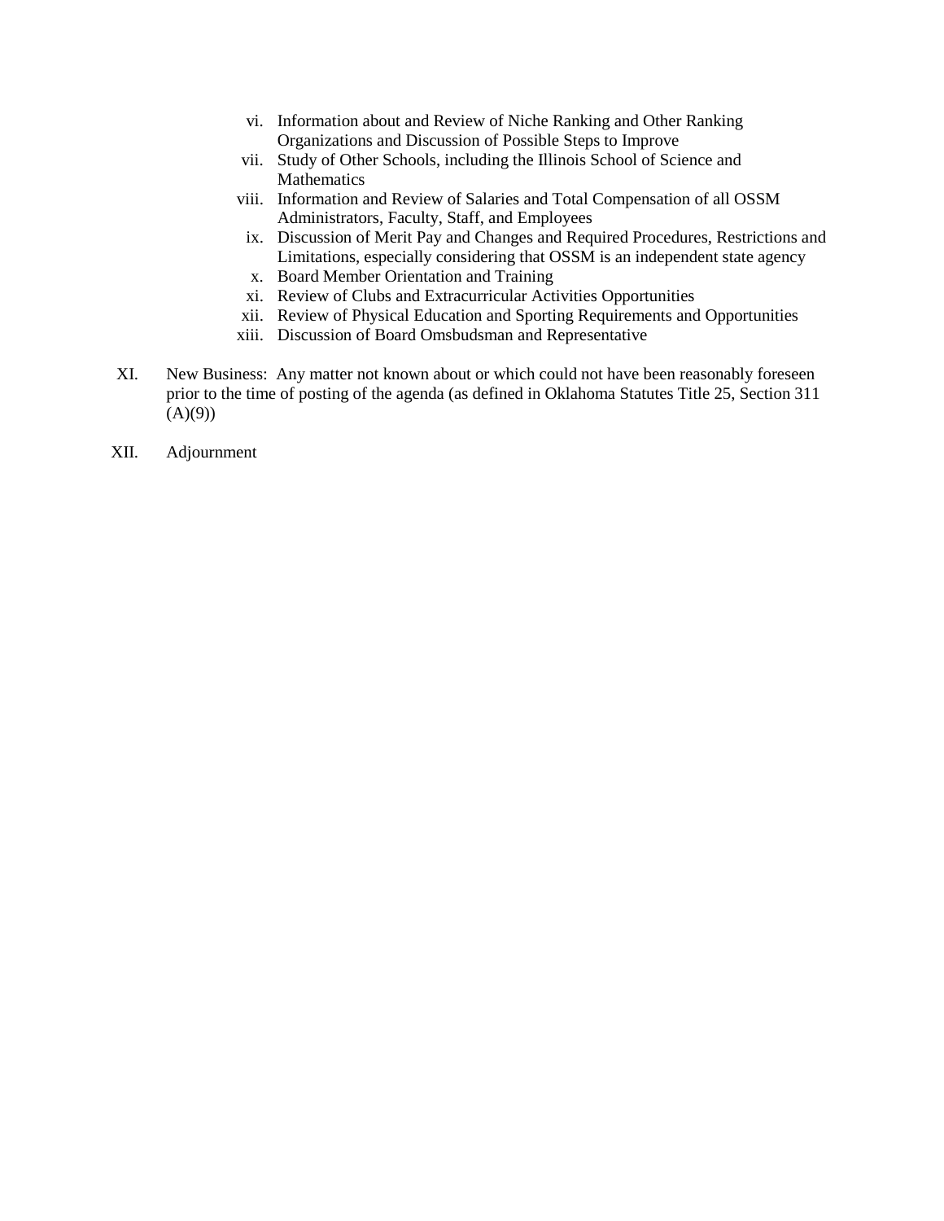vi. Information about and Review of Niche Ranking and Other Ranking Organizations and Discussion of Possible Steps to Improve
  vii. Study of Other Schools, including the Illinois School of Science and Mathematics
  viii. Information and Review of Salaries and Total Compensation of all OSSM Administrators, Faculty, Staff, and Employees
  ix. Discussion of Merit Pay and Changes and Required Procedures, Restrictions and Limitations, especially considering that OSSM is an independent state agency
  x. Board Member Orientation and Training
  xi. Review of Clubs and Extracurricular Activities Opportunities
  xii. Review of Physical Education and Sporting Requirements and Opportunities
  xiii. Discussion of Board Omsbudsman and Representative

XI. New Business: Any matter not known about or which could not have been reasonably foreseen prior to the time of posting of the agenda (as defined in Oklahoma Statutes Title 25, Section 311 (A)(9))

XII. Adjournment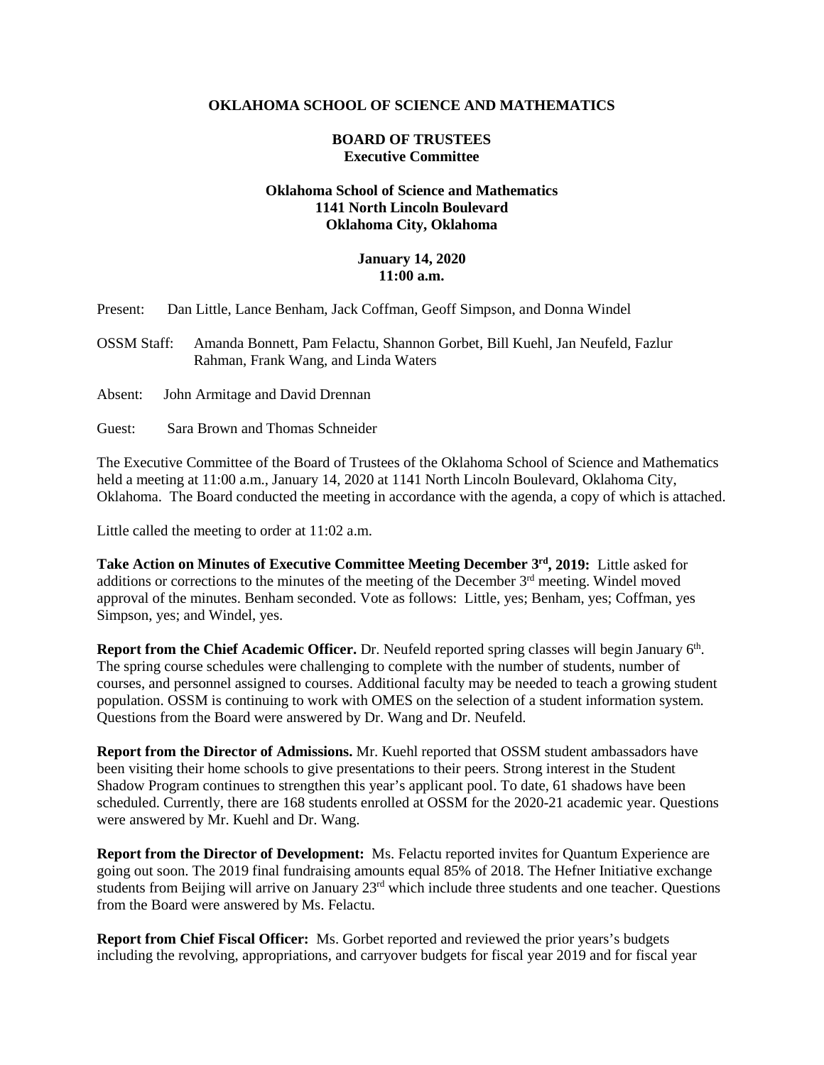**OKLAHOMA SCHOOL OF SCIENCE AND MATHEMATICS**

**BOARD OF TRUSTEES**
**Executive Committee**

**Oklahoma School of Science and Mathematics**
**1141 North Lincoln Boulevard**
**Oklahoma City, Oklahoma**

**January 14, 2020**
**11:00 a.m.**

Present: Dan Little, Lance Benham, Jack Coffman, Geoff Simpson, and Donna Windel

OSSM Staff: Amanda Bonnett, Pam Felactu, Shannon Gorbet, Bill Kuehl, Jan Neufeld, Fazlur Rahman, Frank Wang, and Linda Waters

Absent: John Armitage and David Drennan

Guest: Sara Brown and Thomas Schneider

The Executive Committee of the Board of Trustees of the Oklahoma School of Science and Mathematics held a meeting at 11:00 a.m., January 14, 2020 at 1141 North Lincoln Boulevard, Oklahoma City, Oklahoma. The Board conducted the meeting in accordance with the agenda, a copy of which is attached.

Little called the meeting to order at 11:02 a.m.

**Take Action on Minutes of Executive Committee Meeting December 3rd, 2019:** Little asked for additions or corrections to the minutes of the meeting of the December 3rd meeting. Windel moved approval of the minutes. Benham seconded. Vote as follows: Little, yes; Benham, yes; Coffman, yes Simpson, yes; and Windel, yes.

**Report from the Chief Academic Officer.** Dr. Neufeld reported spring classes will begin January 6th. The spring course schedules were challenging to complete with the number of students, number of courses, and personnel assigned to courses. Additional faculty may be needed to teach a growing student population. OSSM is continuing to work with OMES on the selection of a student information system. Questions from the Board were answered by Dr. Wang and Dr. Neufeld.

**Report from the Director of Admissions.** Mr. Kuehl reported that OSSM student ambassadors have been visiting their home schools to give presentations to their peers. Strong interest in the Student Shadow Program continues to strengthen this year's applicant pool. To date, 61 shadows have been scheduled. Currently, there are 168 students enrolled at OSSM for the 2020-21 academic year. Questions were answered by Mr. Kuehl and Dr. Wang.

**Report from the Director of Development:** Ms. Felactu reported invites for Quantum Experience are going out soon. The 2019 final fundraising amounts equal 85% of 2018. The Hefner Initiative exchange students from Beijing will arrive on January 23rd which include three students and one teacher. Questions from the Board were answered by Ms. Felactu.

**Report from Chief Fiscal Officer:** Ms. Gorbet reported and reviewed the prior years's budgets including the revolving, appropriations, and carryover budgets for fiscal year 2019 and for fiscal year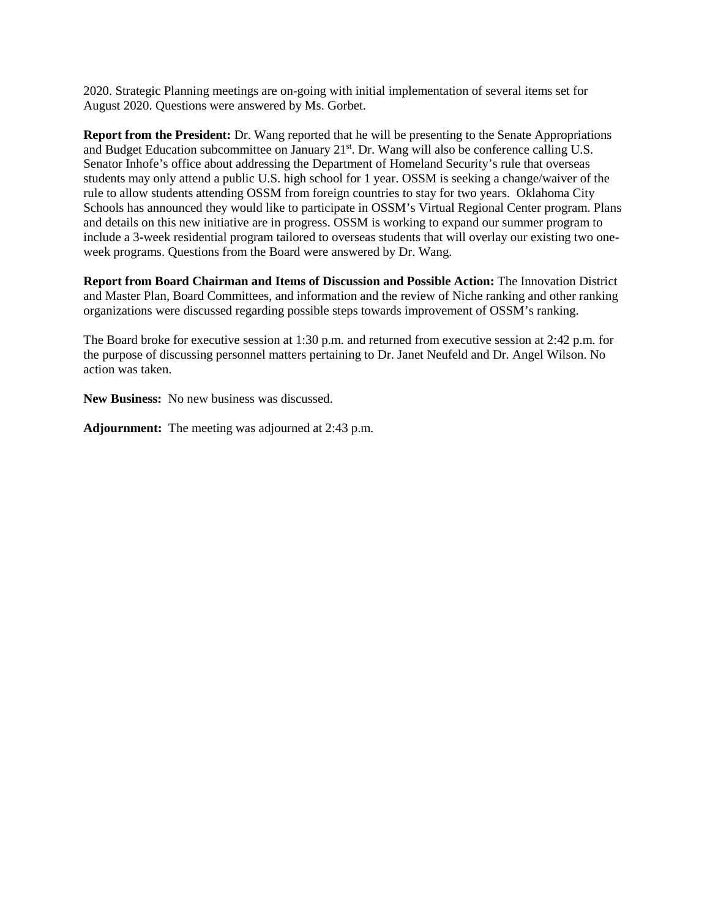2020. Strategic Planning meetings are on-going with initial implementation of several items set for August 2020. Questions were answered by Ms. Gorbet.

**Report from the President:** Dr. Wang reported that he will be presenting to the Senate Appropriations and Budget Education subcommittee on January 21st. Dr. Wang will also be conference calling U.S. Senator Inhofe's office about addressing the Department of Homeland Security's rule that overseas students may only attend a public U.S. high school for 1 year. OSSM is seeking a change/waiver of the rule to allow students attending OSSM from foreign countries to stay for two years. Oklahoma City Schools has announced they would like to participate in OSSM's Virtual Regional Center program. Plans and details on this new initiative are in progress. OSSM is working to expand our summer program to include a 3-week residential program tailored to overseas students that will overlay our existing two one-week programs. Questions from the Board were answered by Dr. Wang.

**Report from Board Chairman and Items of Discussion and Possible Action:** The Innovation District and Master Plan, Board Committees, and information and the review of Niche ranking and other ranking organizations were discussed regarding possible steps towards improvement of OSSM's ranking.

The Board broke for executive session at 1:30 p.m. and returned from executive session at 2:42 p.m. for the purpose of discussing personnel matters pertaining to Dr. Janet Neufeld and Dr. Angel Wilson. No action was taken.

**New Business:** No new business was discussed.

**Adjournment:** The meeting was adjourned at 2:43 p.m.